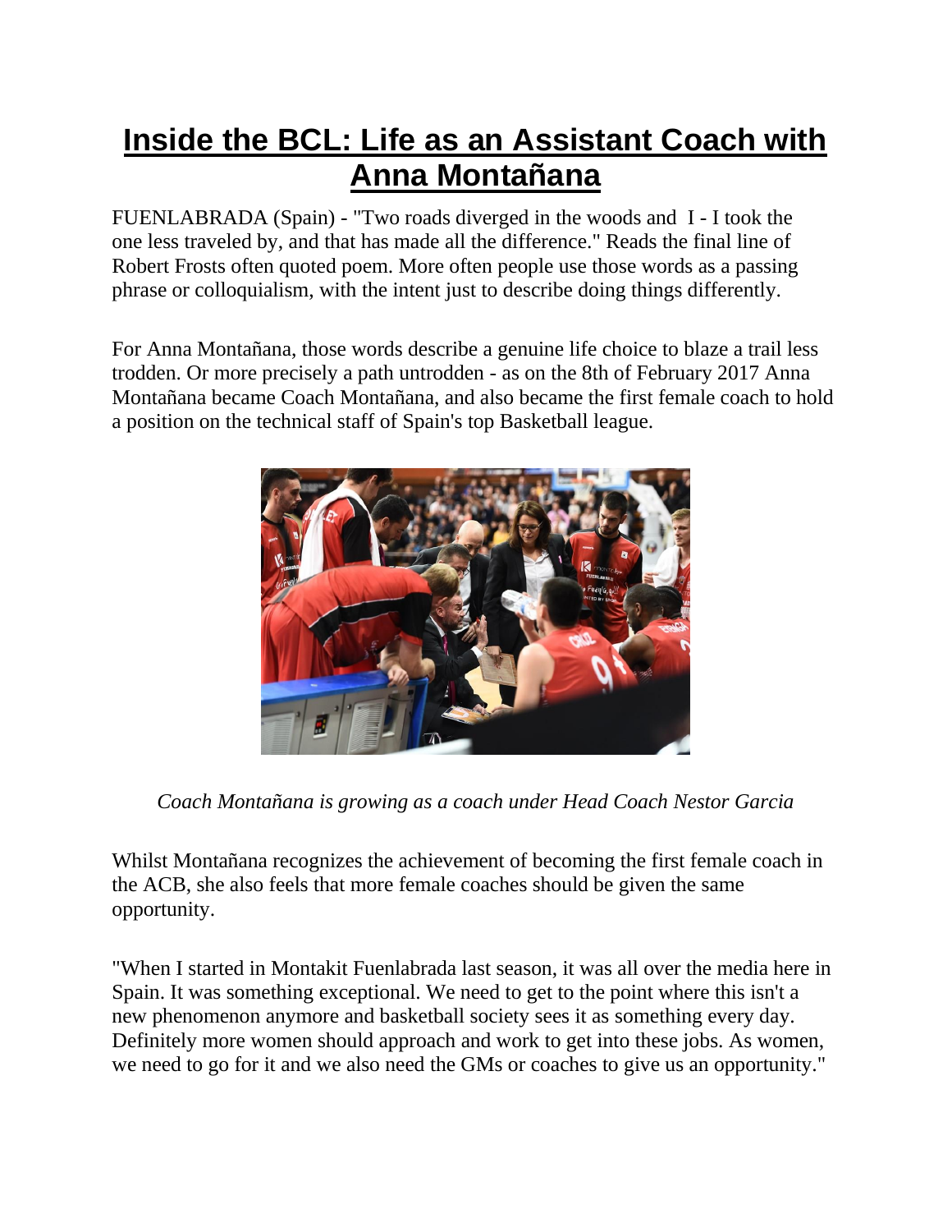# Inside the BCL: Life as an Assistant Coach with Anna Montañana

FUENLABRADA (Spain) - "Two roads diverged in the woods and  I - I took the one less traveled by, and that has made all the difference." Reads the final line of Robert Frosts often quoted poem. More often people use those words as a passing phrase or colloquialism, with the intent just to describe doing things differently.

For Anna Montañana, those words describe a genuine life choice to blaze a trail less trodden. Or more precisely a path untrodden - as on the 8th of February 2017 Anna Montañana became Coach Montañana, and also became the first female coach to hold a position on the technical staff of Spain's top Basketball league.

*Coach Montañana is growing as a coach under Head Coach Nestor Garcia*

Whilst Montañana recognizes the achievement of becoming the first female coach in the ACB, she also feels that more female coaches should be given the same opportunity.

"When I started in Montakit Fuenlabrada last season, it was all over the media here in Spain. It was something exceptional. We need to get to the point where this isn't a new phenomenon anymore and basketball society sees it as something every day. Definitely more women should approach and work to get into these jobs. As women, we need to go for it and we also need the GMs or coaches to give us an opportunity."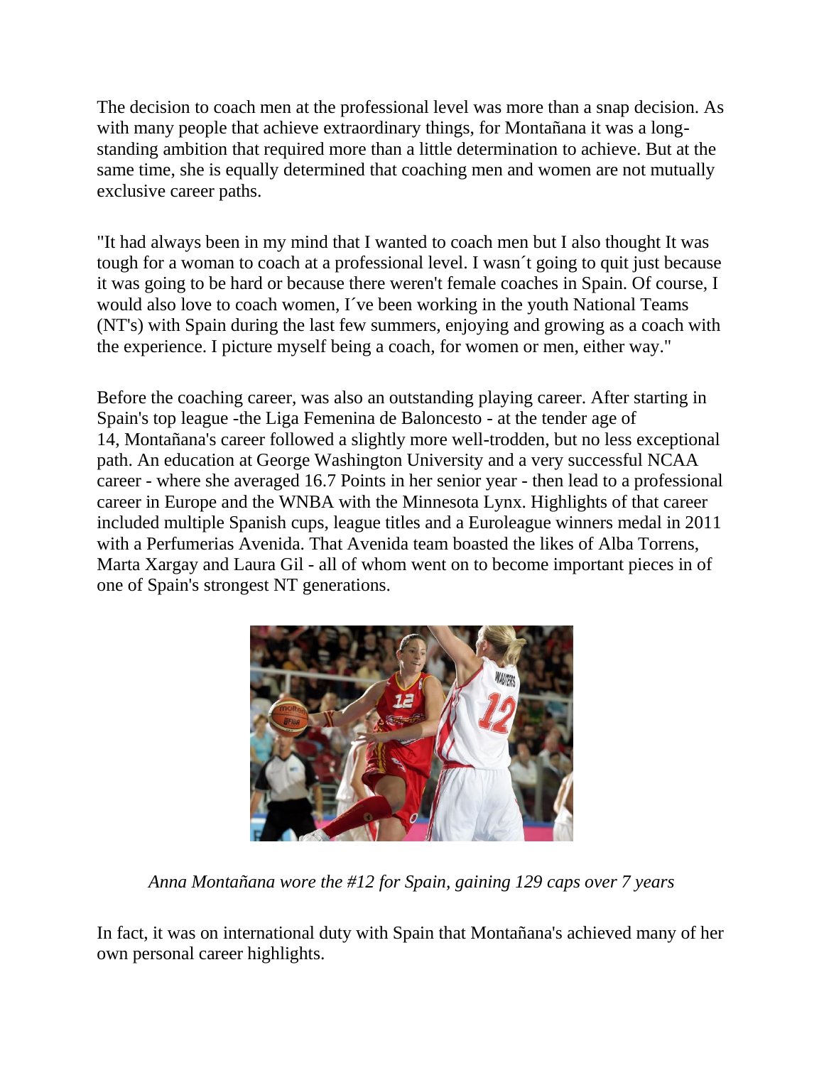The decision to coach men at the professional level was more than a snap decision. As with many people that achieve extraordinary things, for Montañana it was a long-standing ambition that required more than a little determination to achieve. But at the same time, she is equally determined that coaching men and women are not mutually exclusive career paths.

"It had always been in my mind that I wanted to coach men but I also thought It was tough for a woman to coach at a professional level. I wasn´t going to quit just because it was going to be hard or because there weren't female coaches in Spain. Of course, I would also love to coach women, I´ve been working in the youth National Teams (NT's) with Spain during the last few summers, enjoying and growing as a coach with the experience. I picture myself being a coach, for women or men, either way."

Before the coaching career, was also an outstanding playing career. After starting in Spain's top league -the Liga Femenina de Baloncesto - at the tender age of 14, Montañana's career followed a slightly more well-trodden, but no less exceptional path. An education at George Washington University and a very successful NCAA career - where she averaged 16.7 Points in her senior year - then lead to a professional career in Europe and the WNBA with the Minnesota Lynx. Highlights of that career included multiple Spanish cups, league titles and a Euroleague winners medal in 2011 with a Perfumerias Avenida. That Avenida team boasted the likes of Alba Torrens, Marta Xargay and Laura Gil - all of whom went on to become important pieces in of one of Spain's strongest NT generations.

*Anna Montañana wore the #12 for Spain, gaining 129 caps over 7 years*

In fact, it was on international duty with Spain that Montañana's achieved many of her own personal career highlights.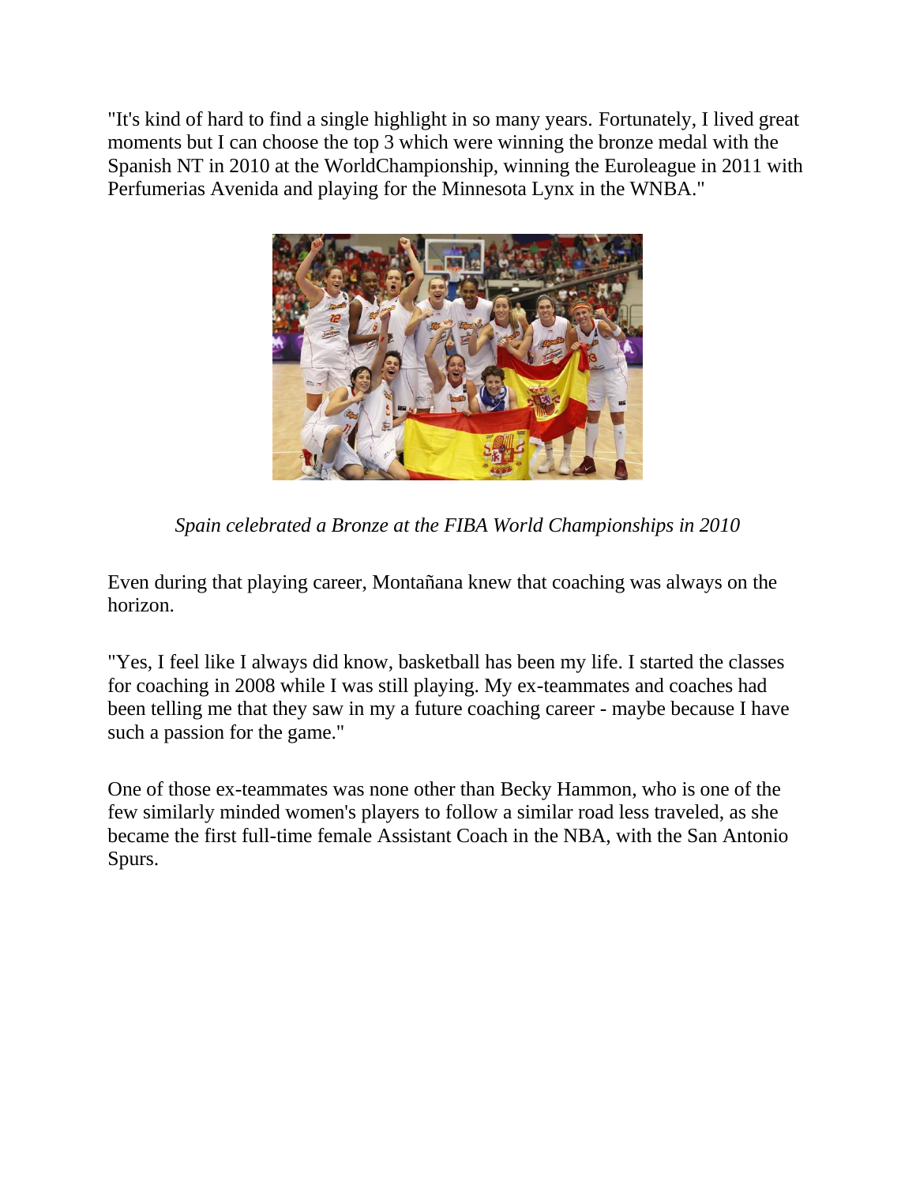"It's kind of hard to find a single highlight in so many years. Fortunately, I lived great moments but I can choose the top 3 which were winning the bronze medal with the Spanish NT in 2010 at the WorldChampionship, winning the Euroleague in 2011 with Perfumerias Avenida and playing for the Minnesota Lynx in the WNBA."

*Spain celebrated a Bronze at the FIBA World Championships in 2010*

Even during that playing career, Montañana knew that coaching was always on the horizon.

"Yes, I feel like I always did know, basketball has been my life. I started the classes for coaching in 2008 while I was still playing. My ex-teammates and coaches had been telling me that they saw in my a future coaching career - maybe because I have such a passion for the game."

One of those ex-teammates was none other than Becky Hammon, who is one of the few similarly minded women's players to follow a similar road less traveled, as she became the first full-time female Assistant Coach in the NBA, with the San Antonio Spurs.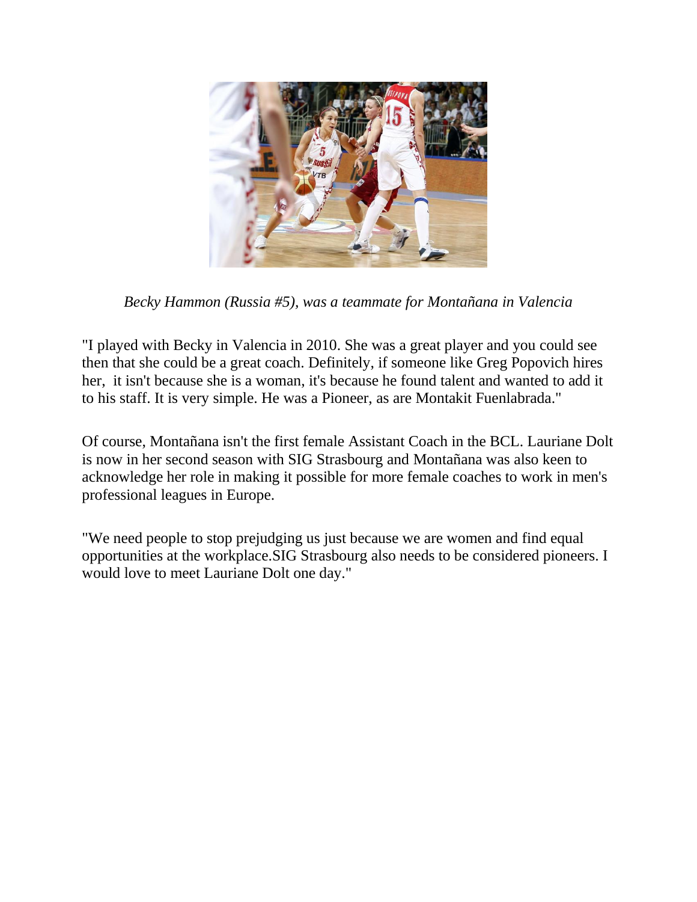*Becky Hammon (Russia #5), was a teammate for Montañana in Valencia*

"I played with Becky in Valencia in 2010. She was a great player and you could see then that she could be a great coach. Definitely, if someone like Greg Popovich hires her,  it isn't because she is a woman, it's because he found talent and wanted to add it to his staff. It is very simple. He was a Pioneer, as are Montakit Fuenlabrada."

Of course, Montañana isn't the first female Assistant Coach in the BCL. Lauriane Dolt is now in her second season with SIG Strasbourg and Montañana was also keen to acknowledge her role in making it possible for more female coaches to work in men's professional leagues in Europe.

"We need people to stop prejudging us just because we are women and find equal opportunities at the workplace.SIG Strasbourg also needs to be considered pioneers. I would love to meet Lauriane Dolt one day."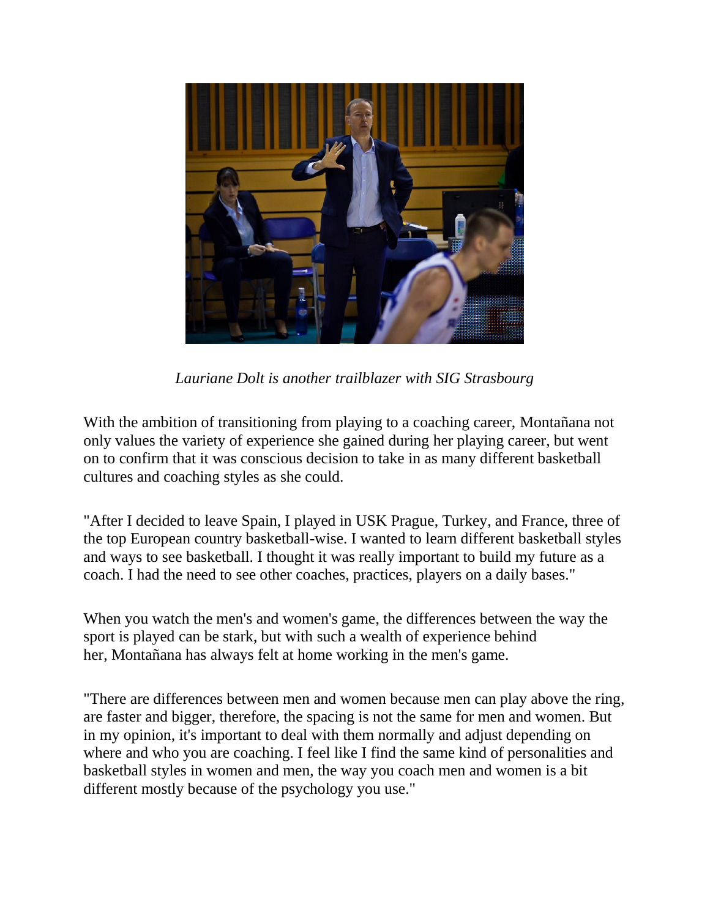*Lauriane Dolt is another trailblazer with SIG Strasbourg*

With the ambition of transitioning from playing to a coaching career, Montañana not only values the variety of experience she gained during her playing career, but went on to confirm that it was conscious decision to take in as many different basketball cultures and coaching styles as she could.

"After I decided to leave Spain, I played in USK Prague, Turkey, and France, three of the top European country basketball-wise. I wanted to learn different basketball styles and ways to see basketball. I thought it was really important to build my future as a coach. I had the need to see other coaches, practices, players on a daily bases."

When you watch the men's and women's game, the differences between the way the sport is played can be stark, but with such a wealth of experience behind her, Montañana has always felt at home working in the men's game.

"There are differences between men and women because men can play above the ring, are faster and bigger, therefore, the spacing is not the same for men and women. But in my opinion, it's important to deal with them normally and adjust depending on where and who you are coaching. I feel like I find the same kind of personalities and basketball styles in women and men, the way you coach men and women is a bit different mostly because of the psychology you use."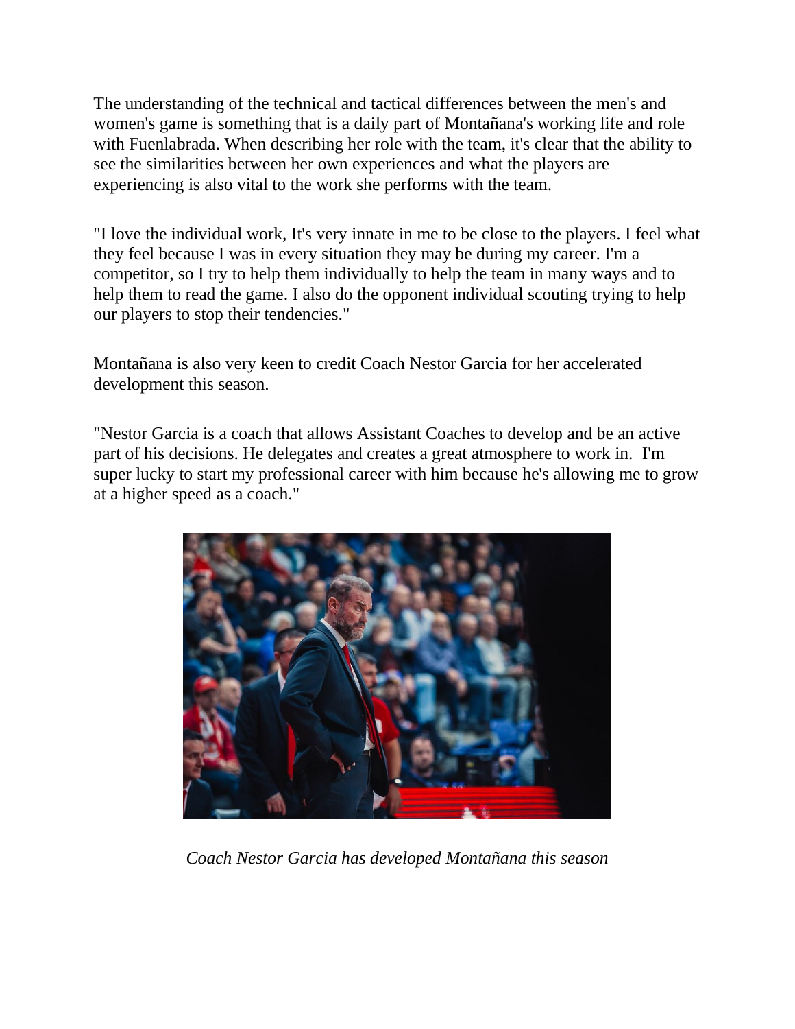The understanding of the technical and tactical differences between the men's and women's game is something that is a daily part of Montañana's working life and role with Fuenlabrada. When describing her role with the team, it's clear that the ability to see the similarities between her own experiences and what the players are experiencing is also vital to the work she performs with the team.

"I love the individual work, It's very innate in me to be close to the players. I feel what they feel because I was in every situation they may be during my career. I'm a competitor, so I try to help them individually to help the team in many ways and to help them to read the game. I also do the opponent individual scouting trying to help our players to stop their tendencies."

Montañana is also very keen to credit Coach Nestor Garcia for her accelerated development this season.

"Nestor Garcia is a coach that allows Assistant Coaches to develop and be an active part of his decisions. He delegates and creates a great atmosphere to work in.  I'm super lucky to start my professional career with him because he's allowing me to grow at a higher speed as a coach."

*Coach Nestor Garcia has developed Montañana this season*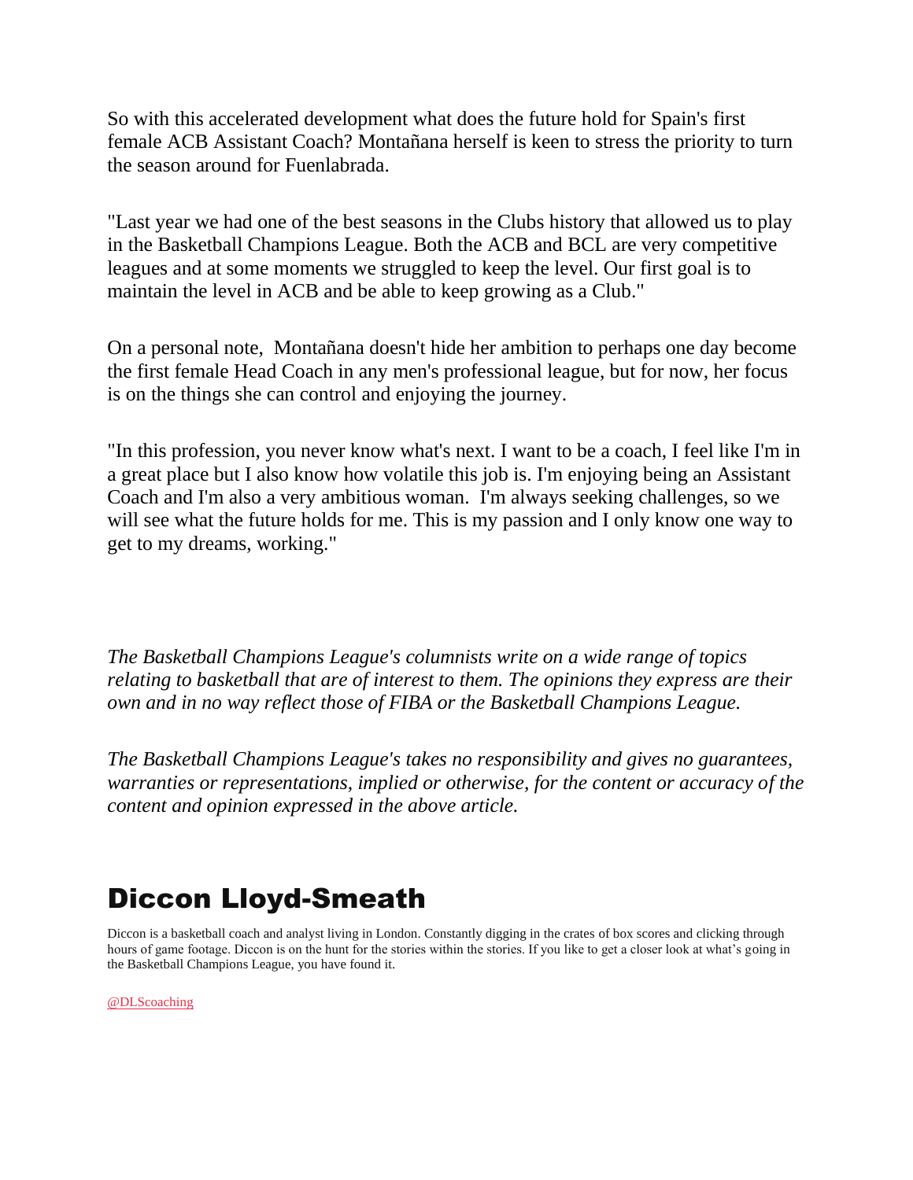So with this accelerated development what does the future hold for Spain's first female ACB Assistant Coach? Montañana herself is keen to stress the priority to turn the season around for Fuenlabrada.

"Last year we had one of the best seasons in the Clubs history that allowed us to play in the Basketball Champions League. Both the ACB and BCL are very competitive leagues and at some moments we struggled to keep the level. Our first goal is to maintain the level in ACB and be able to keep growing as a Club."

On a personal note, Montañana doesn't hide her ambition to perhaps one day become the first female Head Coach in any men's professional league, but for now, her focus is on the things she can control and enjoying the journey.

"In this profession, you never know what's next. I want to be a coach, I feel like I'm in a great place but I also know how volatile this job is. I'm enjoying being an Assistant Coach and I'm also a very ambitious woman. I'm always seeking challenges, so we will see what the future holds for me. This is my passion and I only know one way to get to my dreams, working."

*The Basketball Champions League's columnists write on a wide range of topics relating to basketball that are of interest to them. The opinions they express are their own and in no way reflect those of FIBA or the Basketball Champions League.*

*The Basketball Champions League's takes no responsibility and gives no guarantees, warranties or representations, implied or otherwise, for the content or accuracy of the content and opinion expressed in the above article.*

## Diccon Lloyd-Smeath

Diccon is a basketball coach and analyst living in London. Constantly digging in the crates of box scores and clicking through hours of game footage. Diccon is on the hunt for the stories within the stories. If you like to get a closer look at what's going in the Basketball Champions League, you have found it.

@DLScoaching